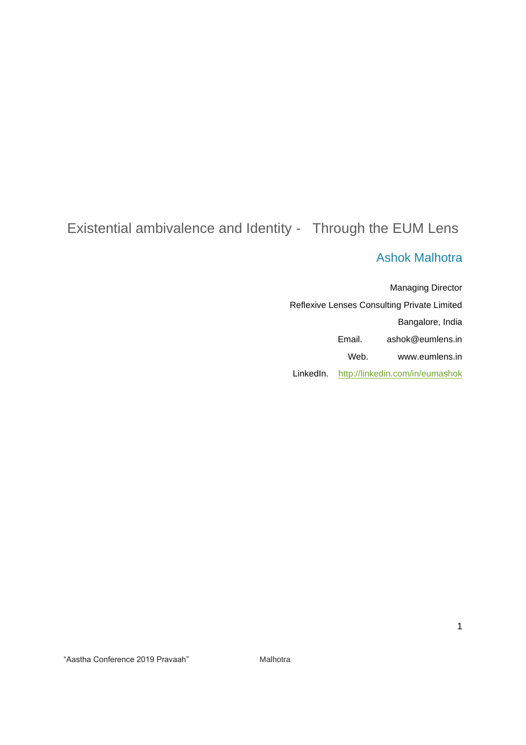# Existential ambivalence and Identity - Through the EUM Lens

## Ashok Malhotra

Managing Director

Reflexive Lenses Consulting Private Limited

Bangalore, India

Email. ashok@eumlens.in

Web. www.eumlens.in

LinkedIn. http://linkedin.com/in/eumashok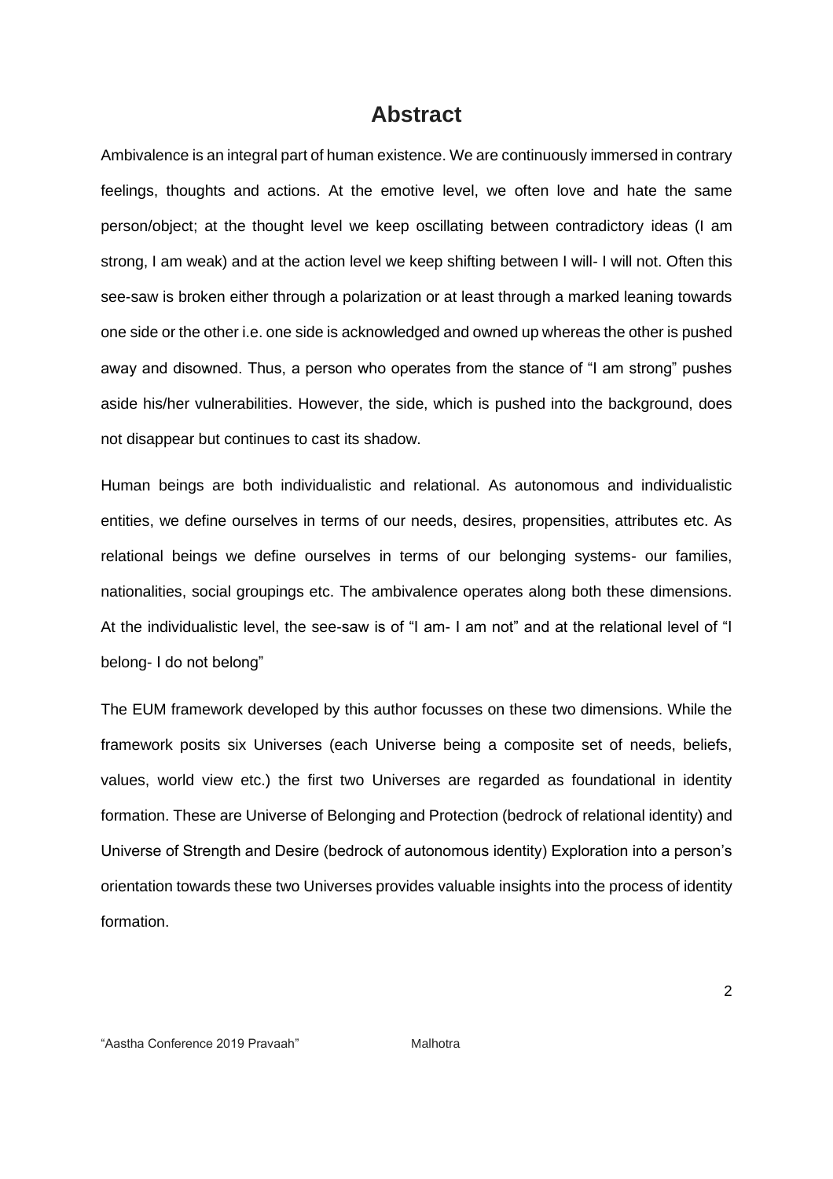# Abstract

Ambivalence is an integral part of human existence. We are continuously immersed in contrary feelings, thoughts and actions. At the emotive level, we often love and hate the same person/object; at the thought level we keep oscillating between contradictory ideas (I am strong, I am weak) and at the action level we keep shifting between I will- I will not. Often this see-saw is broken either through a polarization or at least through a marked leaning towards one side or the other i.e. one side is acknowledged and owned up whereas the other is pushed away and disowned. Thus, a person who operates from the stance of "I am strong" pushes aside his/her vulnerabilities. However, the side, which is pushed into the background, does not disappear but continues to cast its shadow.

Human beings are both individualistic and relational. As autonomous and individualistic entities, we define ourselves in terms of our needs, desires, propensities, attributes etc. As relational beings we define ourselves in terms of our belonging systems- our families, nationalities, social groupings etc. The ambivalence operates along both these dimensions. At the individualistic level, the see-saw is of "I am- I am not" and at the relational level of "I belong- I do not belong"

The EUM framework developed by this author focusses on these two dimensions. While the framework posits six Universes (each Universe being a composite set of needs, beliefs, values, world view etc.) the first two Universes are regarded as foundational in identity formation. These are Universe of Belonging and Protection (bedrock of relational identity) and Universe of Strength and Desire (bedrock of autonomous identity) Exploration into a person's orientation towards these two Universes provides valuable insights into the process of identity formation.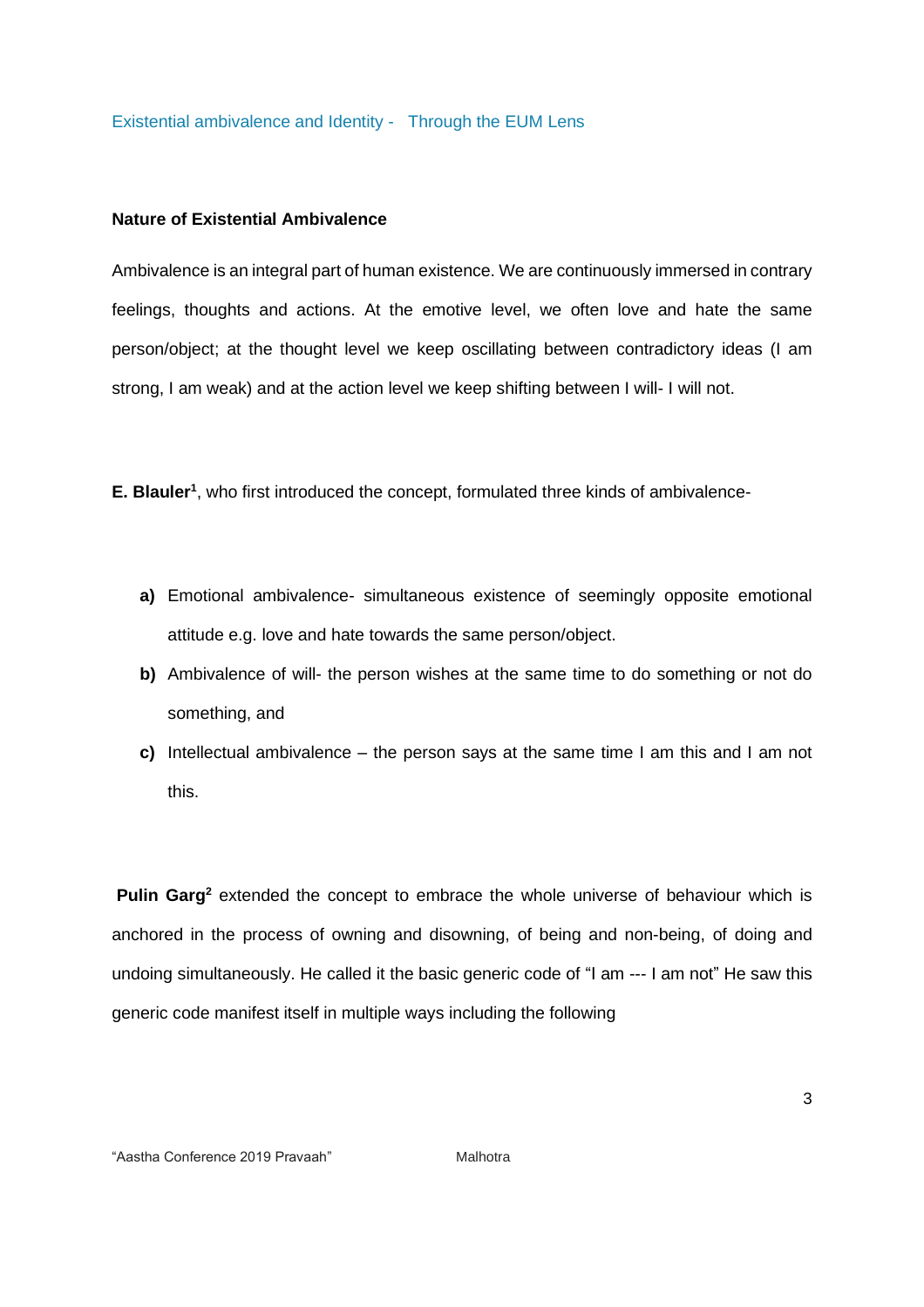Existential ambivalence and Identity - Through the EUM Lens

### Nature of Existential Ambivalence

Ambivalence is an integral part of human existence. We are continuously immersed in contrary feelings, thoughts and actions. At the emotive level, we often love and hate the same person/object; at the thought level we keep oscillating between contradictory ideas (I am strong, I am weak) and at the action level we keep shifting between I will- I will not.

**E. Blauler**[1], who first introduced the concept, formulated three kinds of ambivalence-

- **a)** Emotional ambivalence- simultaneous existence of seemingly opposite emotional attitude e.g. love and hate towards the same person/object.
- **b)** Ambivalence of will- the person wishes at the same time to do something or not do something, and
- **c)** Intellectual ambivalence – the person says at the same time I am this and I am not this.

**Pulin Garg**[2] extended the concept to embrace the whole universe of behaviour which is anchored in the process of owning and disowning, of being and non-being, of doing and undoing simultaneously. He called it the basic generic code of "I am --- I am not" He saw this generic code manifest itself in multiple ways including the following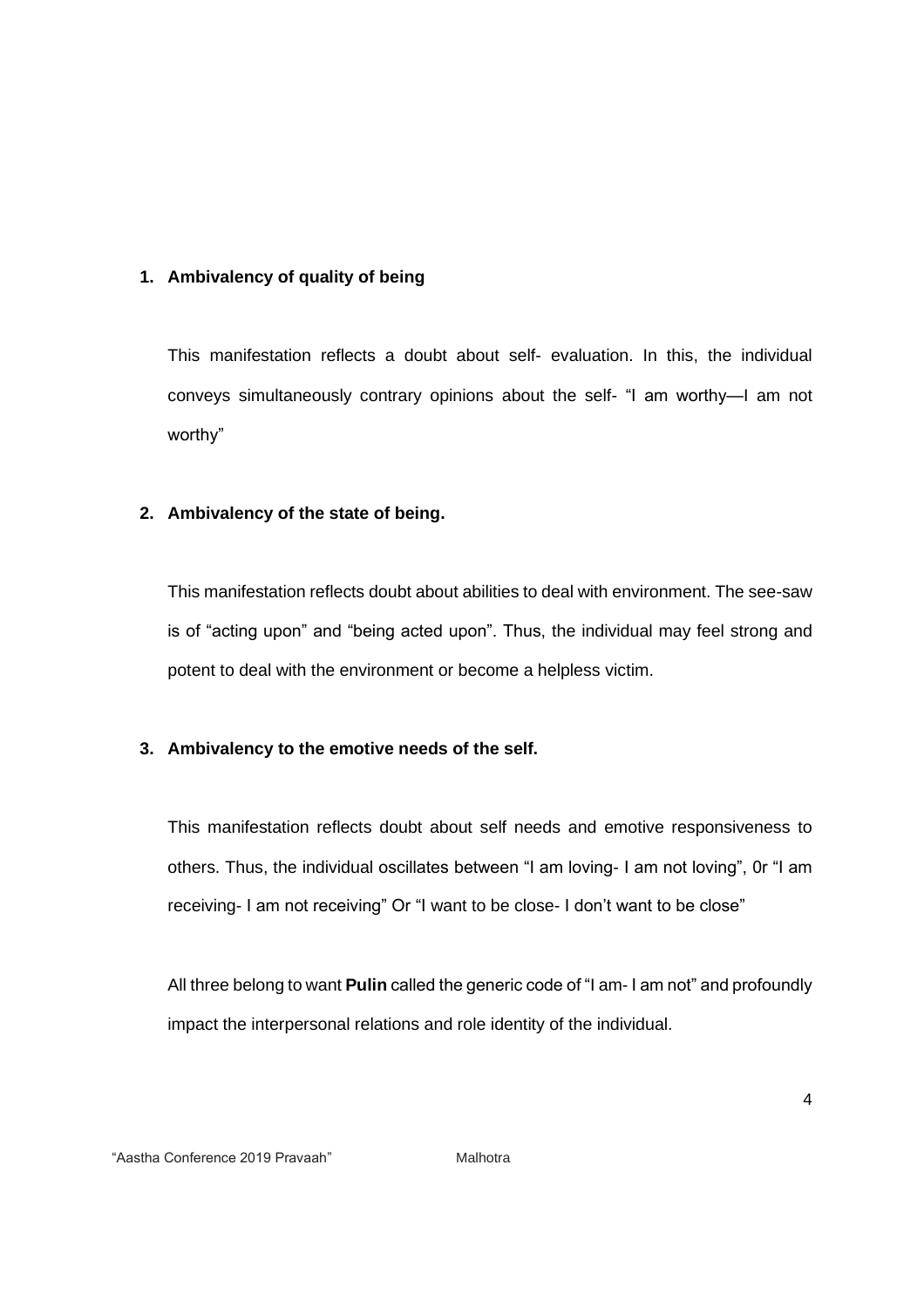1. **Ambivalency of quality of being**

   This manifestation reflects a doubt about self- evaluation. In this, the individual conveys simultaneously contrary opinions about the self- "I am worthy—I am not worthy"

2. **Ambivalency of the state of being.**

   This manifestation reflects doubt about abilities to deal with environment. The see-saw is of "acting upon" and "being acted upon". Thus, the individual may feel strong and potent to deal with the environment or become a helpless victim.

3. **Ambivalency to the emotive needs of the self.**

   This manifestation reflects doubt about self needs and emotive responsiveness to others. Thus, the individual oscillates between "I am loving- I am not loving", 0r "I am receiving- I am not receiving" Or "I want to be close- I don't want to be close"

   All three belong to want **Pulin** called the generic code of "I am- I am not" and profoundly impact the interpersonal relations and role identity of the individual.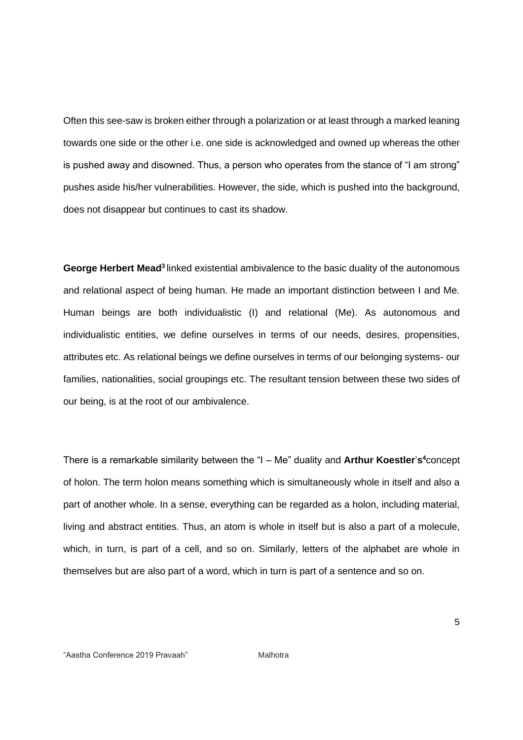Often this see-saw is broken either through a polarization or at least through a marked leaning towards one side or the other i.e. one side is acknowledged and owned up whereas the other is pushed away and disowned. Thus, a person who operates from the stance of "I am strong" pushes aside his/her vulnerabilities. However, the side, which is pushed into the background, does not disappear but continues to cast its shadow.

**George Herbert Mead**[3] linked existential ambivalence to the basic duality of the autonomous and relational aspect of being human. He made an important distinction between I and Me. Human beings are both individualistic (I) and relational (Me). As autonomous and individualistic entities, we define ourselves in terms of our needs, desires, propensities, attributes etc. As relational beings we define ourselves in terms of our belonging systems- our families, nationalities, social groupings etc. The resultant tension between these two sides of our being, is at the root of our ambivalence.

There is a remarkable similarity between the "I – Me" duality and **Arthur Koestler**'**s**[4]concept of holon. The term holon means something which is simultaneously whole in itself and also a part of another whole. In a sense, everything can be regarded as a holon, including material, living and abstract entities. Thus, an atom is whole in itself but is also a part of a molecule, which, in turn, is part of a cell, and so on. Similarly, letters of the alphabet are whole in themselves but are also part of a word, which in turn is part of a sentence and so on.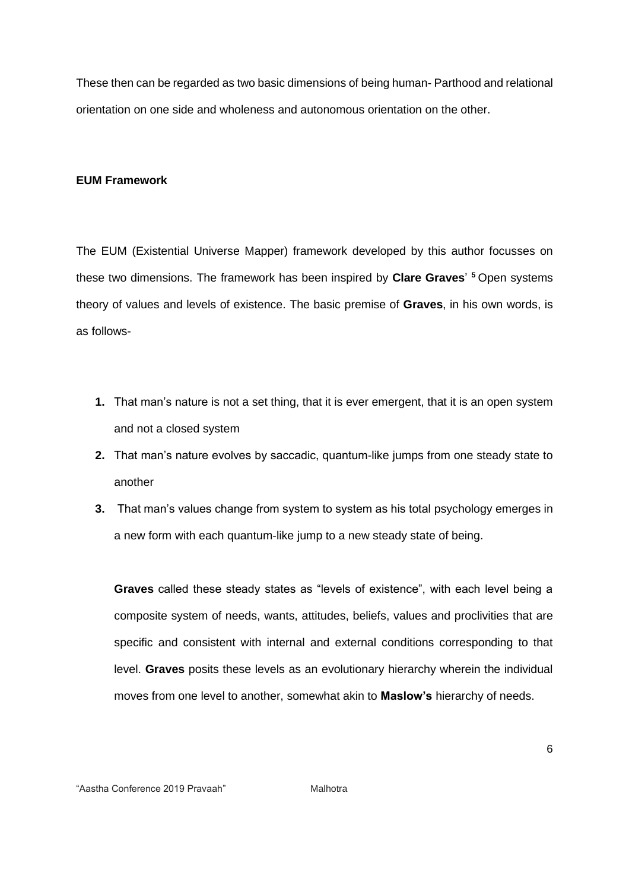These then can be regarded as two basic dimensions of being human- Parthood and relational orientation on one side and wholeness and autonomous orientation on the other.

**EUM Framework**

The EUM (Existential Universe Mapper) framework developed by this author focusses on these two dimensions. The framework has been inspired by **Clare Graves**' [5] Open systems theory of values and levels of existence. The basic premise of **Graves**, in his own words, is as follows-

1. That man's nature is not a set thing, that it is ever emergent, that it is an open system and not a closed system
2. That man's nature evolves by saccadic, quantum-like jumps from one steady state to another
3. That man's values change from system to system as his total psychology emerges in a new form with each quantum-like jump to a new steady state of being.

**Graves** called these steady states as "levels of existence", with each level being a composite system of needs, wants, attitudes, beliefs, values and proclivities that are specific and consistent with internal and external conditions corresponding to that level. **Graves** posits these levels as an evolutionary hierarchy wherein the individual moves from one level to another, somewhat akin to **Maslow's** hierarchy of needs.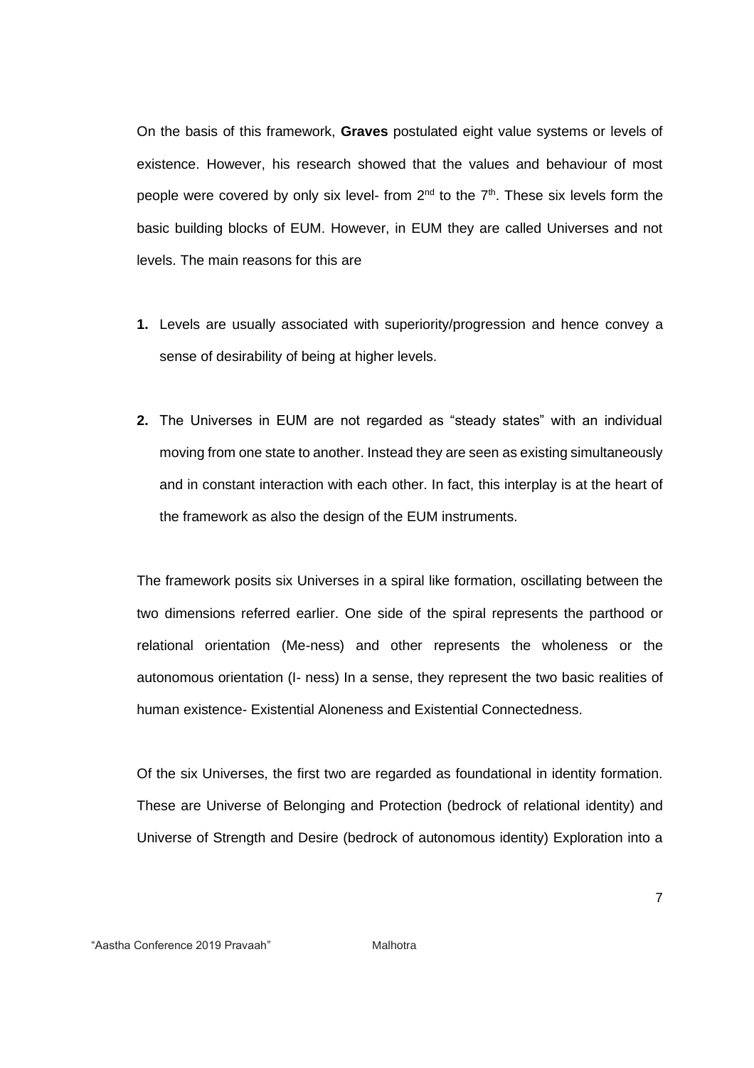On the basis of this framework, **Graves** postulated eight value systems or levels of existence. However, his research showed that the values and behaviour of most people were covered by only six level- from 2nd to the 7th. These six levels form the basic building blocks of EUM. However, in EUM they are called Universes and not levels. The main reasons for this are

1. Levels are usually associated with superiority/progression and hence convey a sense of desirability of being at higher levels.

2. The Universes in EUM are not regarded as "steady states" with an individual moving from one state to another. Instead they are seen as existing simultaneously and in constant interaction with each other. In fact, this interplay is at the heart of the framework as also the design of the EUM instruments.

The framework posits six Universes in a spiral like formation, oscillating between the two dimensions referred earlier. One side of the spiral represents the parthood or relational orientation (Me-ness) and other represents the wholeness or the autonomous orientation (I- ness) In a sense, they represent the two basic realities of human existence- Existential Aloneness and Existential Connectedness.

Of the six Universes, the first two are regarded as foundational in identity formation. These are Universe of Belonging and Protection (bedrock of relational identity) and Universe of Strength and Desire (bedrock of autonomous identity) Exploration into a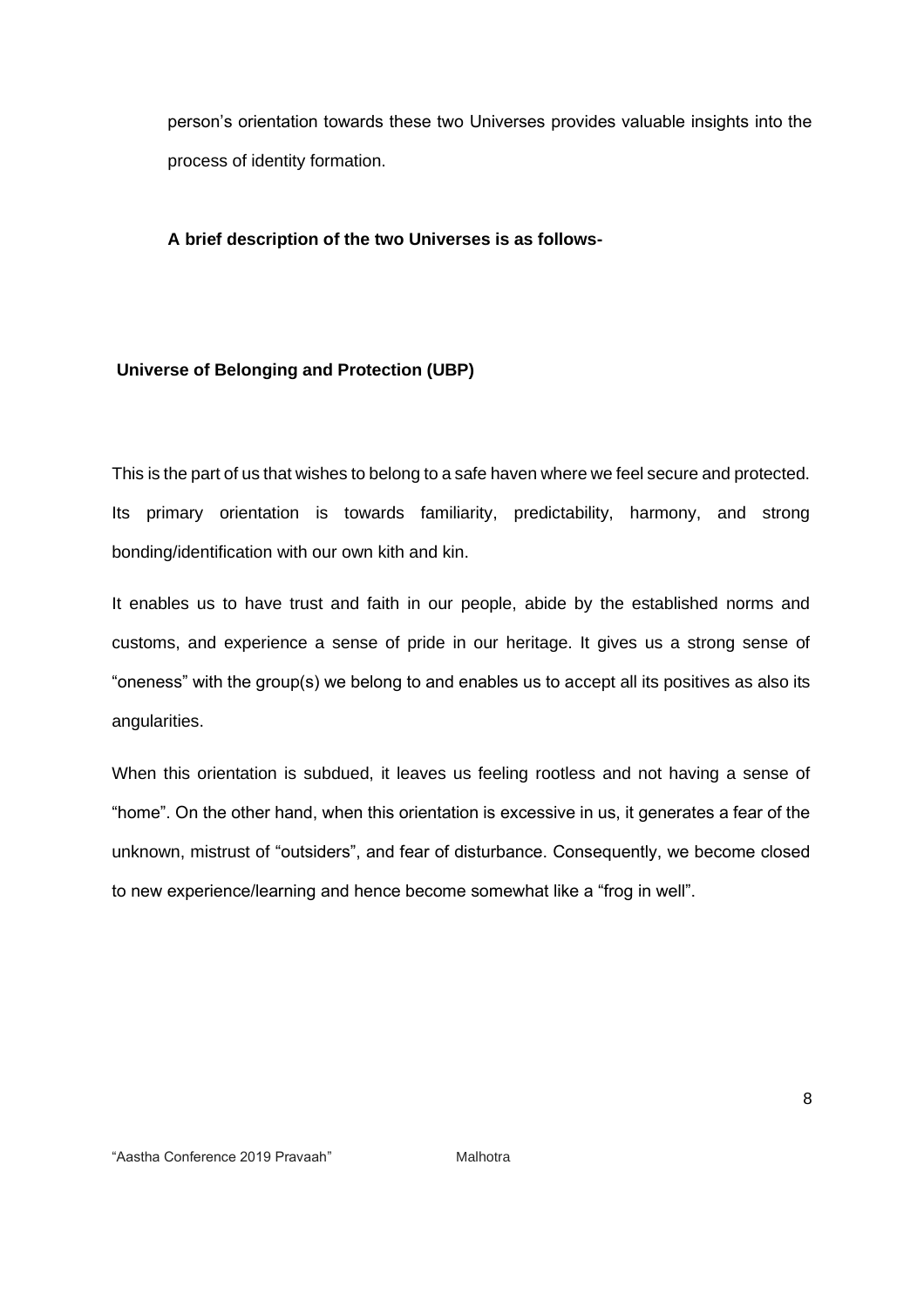person's orientation towards these two Universes provides valuable insights into the process of identity formation.

**A brief description of the two Universes is as follows-**

**Universe of Belonging and Protection (UBP)**

This is the part of us that wishes to belong to a safe haven where we feel secure and protected. Its primary orientation is towards familiarity, predictability, harmony, and strong bonding/identification with our own kith and kin.

It enables us to have trust and faith in our people, abide by the established norms and customs, and experience a sense of pride in our heritage. It gives us a strong sense of "oneness" with the group(s) we belong to and enables us to accept all its positives as also its angularities.

When this orientation is subdued, it leaves us feeling rootless and not having a sense of "home". On the other hand, when this orientation is excessive in us, it generates a fear of the unknown, mistrust of "outsiders", and fear of disturbance. Consequently, we become closed to new experience/learning and hence become somewhat like a "frog in well".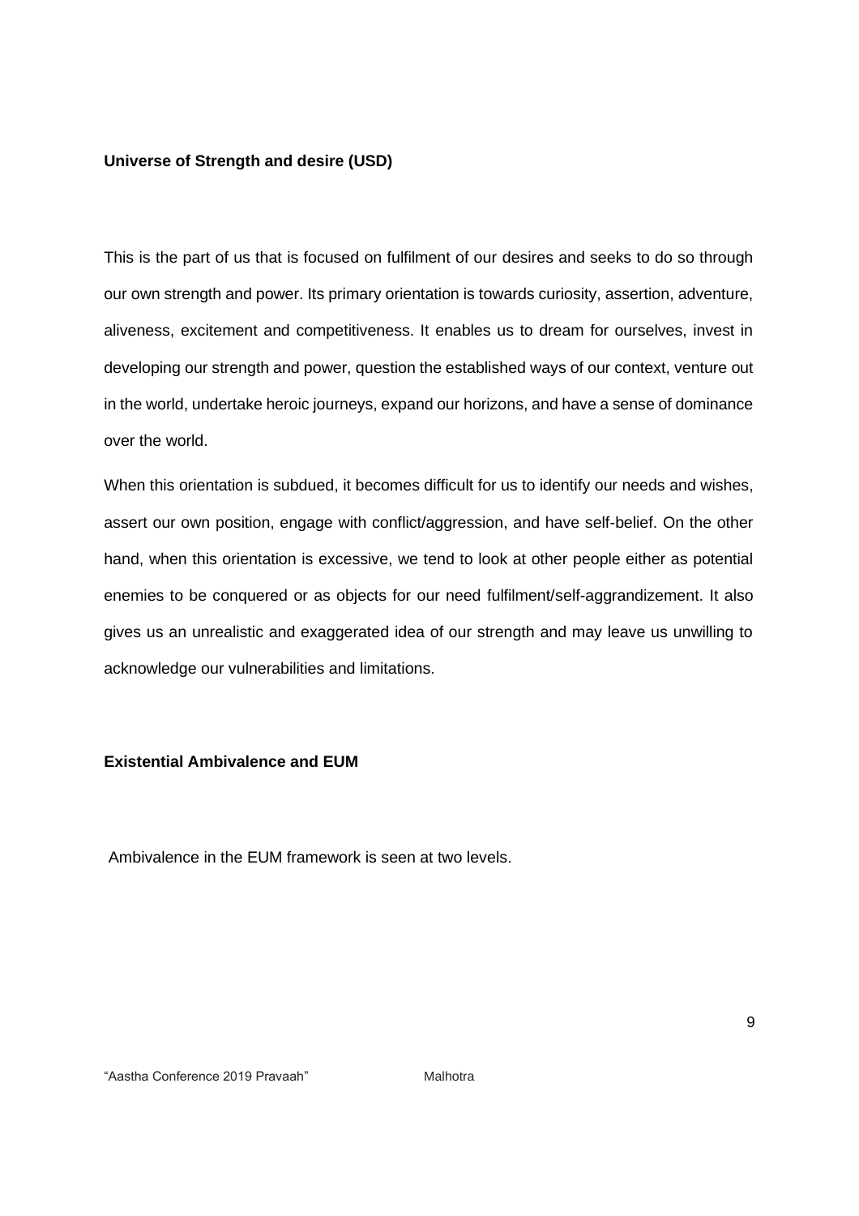**Universe of Strength and desire (USD)**

This is the part of us that is focused on fulfilment of our desires and seeks to do so through our own strength and power. Its primary orientation is towards curiosity, assertion, adventure, aliveness, excitement and competitiveness. It enables us to dream for ourselves, invest in developing our strength and power, question the established ways of our context, venture out in the world, undertake heroic journeys, expand our horizons, and have a sense of dominance over the world.

When this orientation is subdued, it becomes difficult for us to identify our needs and wishes, assert our own position, engage with conflict/aggression, and have self-belief. On the other hand, when this orientation is excessive, we tend to look at other people either as potential enemies to be conquered or as objects for our need fulfilment/self-aggrandizement. It also gives us an unrealistic and exaggerated idea of our strength and may leave us unwilling to acknowledge our vulnerabilities and limitations.

**Existential Ambivalence and EUM**

Ambivalence in the EUM framework is seen at two levels.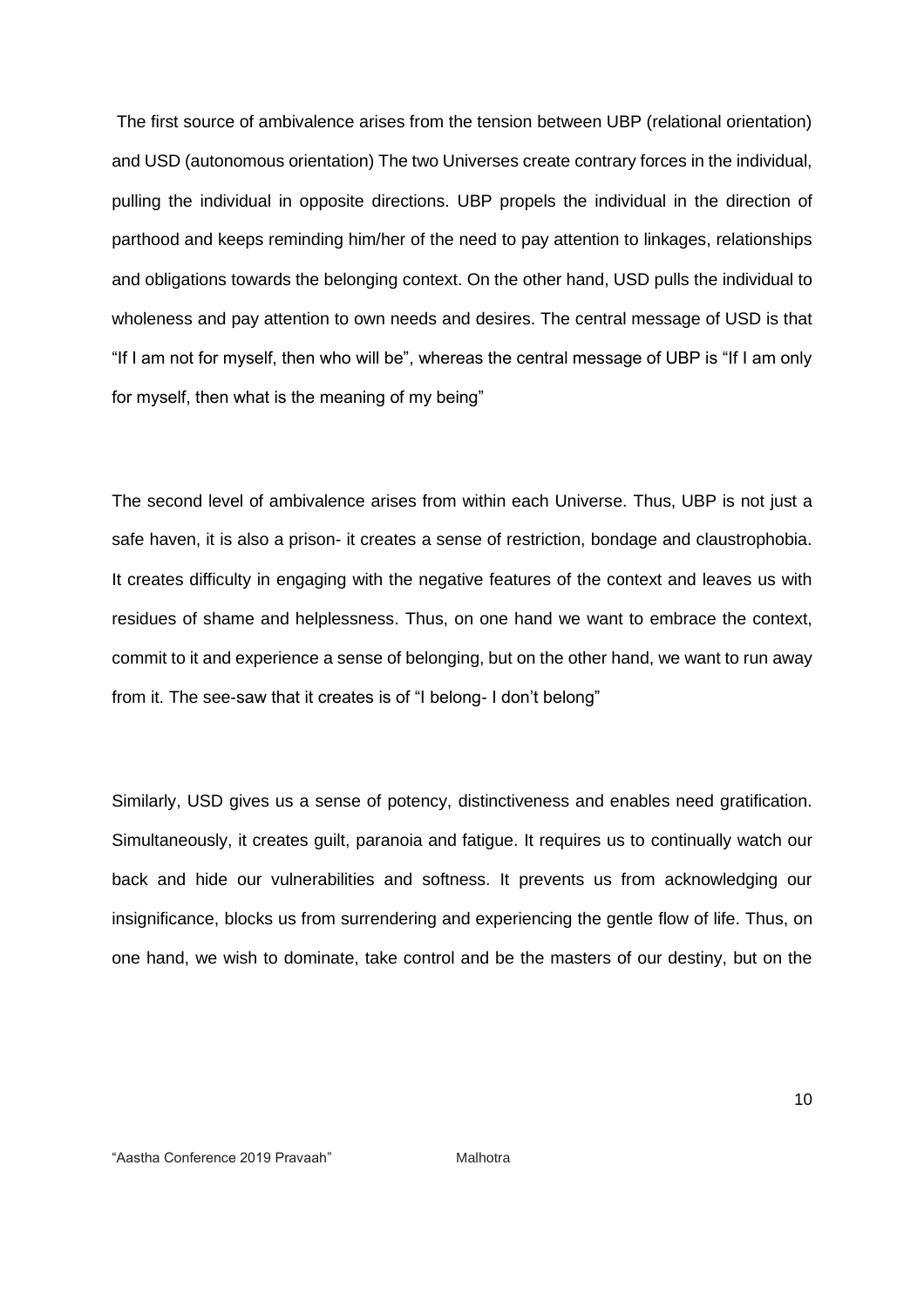The first source of ambivalence arises from the tension between UBP (relational orientation) and USD (autonomous orientation) The two Universes create contrary forces in the individual, pulling the individual in opposite directions. UBP propels the individual in the direction of parthood and keeps reminding him/her of the need to pay attention to linkages, relationships and obligations towards the belonging context. On the other hand, USD pulls the individual to wholeness and pay attention to own needs and desires. The central message of USD is that "If I am not for myself, then who will be", whereas the central message of UBP is "If I am only for myself, then what is the meaning of my being"

The second level of ambivalence arises from within each Universe. Thus, UBP is not just a safe haven, it is also a prison- it creates a sense of restriction, bondage and claustrophobia. It creates difficulty in engaging with the negative features of the context and leaves us with residues of shame and helplessness. Thus, on one hand we want to embrace the context, commit to it and experience a sense of belonging, but on the other hand, we want to run away from it. The see-saw that it creates is of "I belong- I don't belong"

Similarly, USD gives us a sense of potency, distinctiveness and enables need gratification. Simultaneously, it creates guilt, paranoia and fatigue. It requires us to continually watch our back and hide our vulnerabilities and softness. It prevents us from acknowledging our insignificance, blocks us from surrendering and experiencing the gentle flow of life. Thus, on one hand, we wish to dominate, take control and be the masters of our destiny, but on the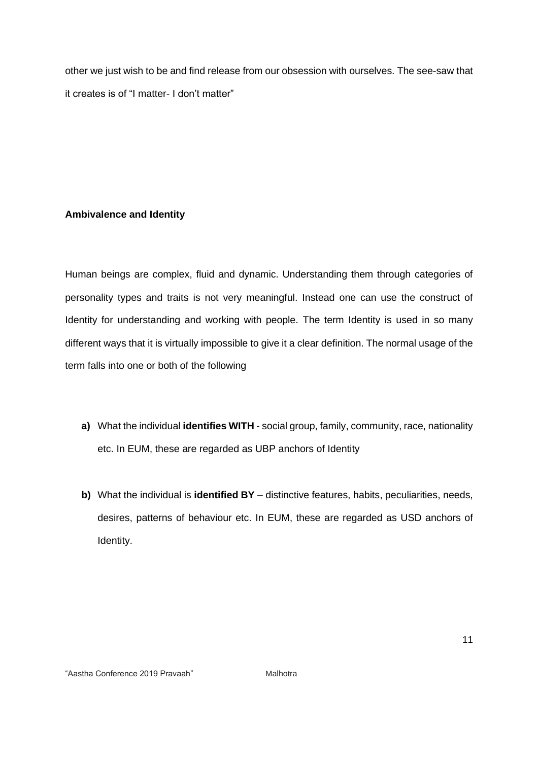other we just wish to be and find release from our obsession with ourselves. The see-saw that it creates is of "I matter- I don't matter"

**Ambivalence and Identity**

Human beings are complex, fluid and dynamic. Understanding them through categories of personality types and traits is not very meaningful. Instead one can use the construct of Identity for understanding and working with people. The term Identity is used in so many different ways that it is virtually impossible to give it a clear definition. The normal usage of the term falls into one or both of the following

- **a)** What the individual **identifies WITH** - social group, family, community, race, nationality etc. In EUM, these are regarded as UBP anchors of Identity
- **b)** What the individual is **identified BY** – distinctive features, habits, peculiarities, needs, desires, patterns of behaviour etc. In EUM, these are regarded as USD anchors of Identity.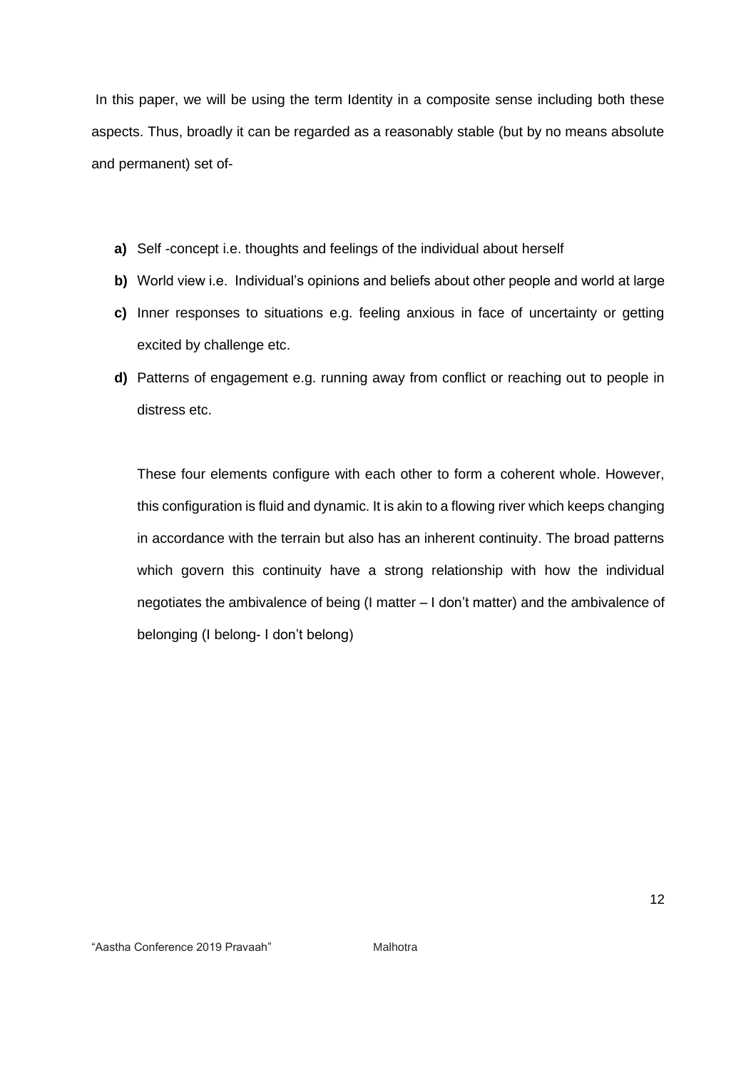In this paper, we will be using the term Identity in a composite sense including both these aspects. Thus, broadly it can be regarded as a reasonably stable (but by no means absolute and permanent) set of-

- **a)** Self -concept i.e. thoughts and feelings of the individual about herself
- **b)** World view i.e. Individual's opinions and beliefs about other people and world at large
- **c)** Inner responses to situations e.g. feeling anxious in face of uncertainty or getting excited by challenge etc.
- **d)** Patterns of engagement e.g. running away from conflict or reaching out to people in distress etc.

These four elements configure with each other to form a coherent whole. However, this configuration is fluid and dynamic. It is akin to a flowing river which keeps changing in accordance with the terrain but also has an inherent continuity. The broad patterns which govern this continuity have a strong relationship with how the individual negotiates the ambivalence of being (I matter – I don't matter) and the ambivalence of belonging (I belong- I don't belong)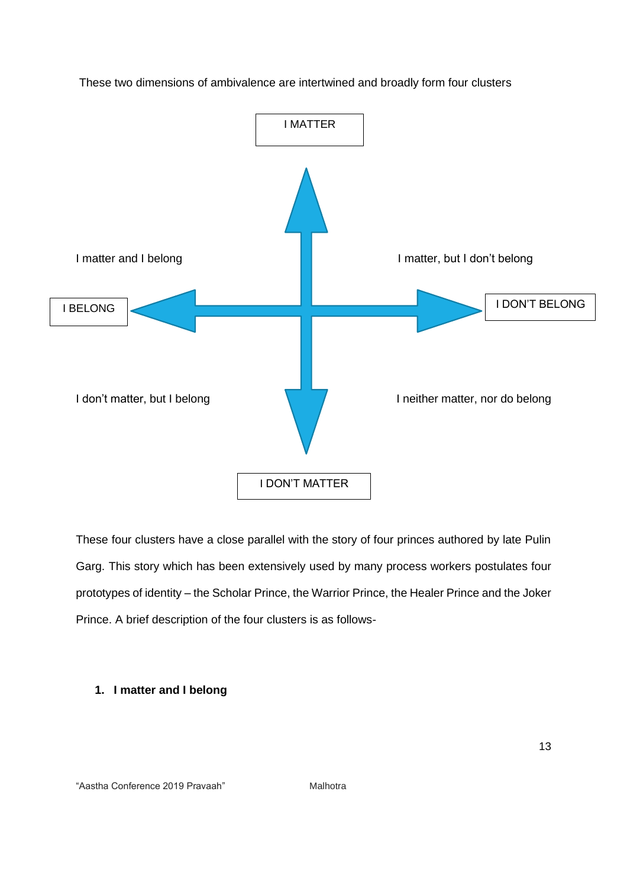These two dimensions of ambivalence are intertwined and broadly form four clusters

I MATTER

I matter and I belong

I matter, but I don't belong

I BELONG

I DON'T BELONG

I don't matter, but I belong

I neither matter, nor do belong

I DON'T MATTER

These four clusters have a close parallel with the story of four princes authored by late Pulin Garg. This story which has been extensively used by many process workers postulates four prototypes of identity – the Scholar Prince, the Warrior Prince, the Healer Prince and the Joker Prince. A brief description of the four clusters is as follows-

1. **I matter and I belong**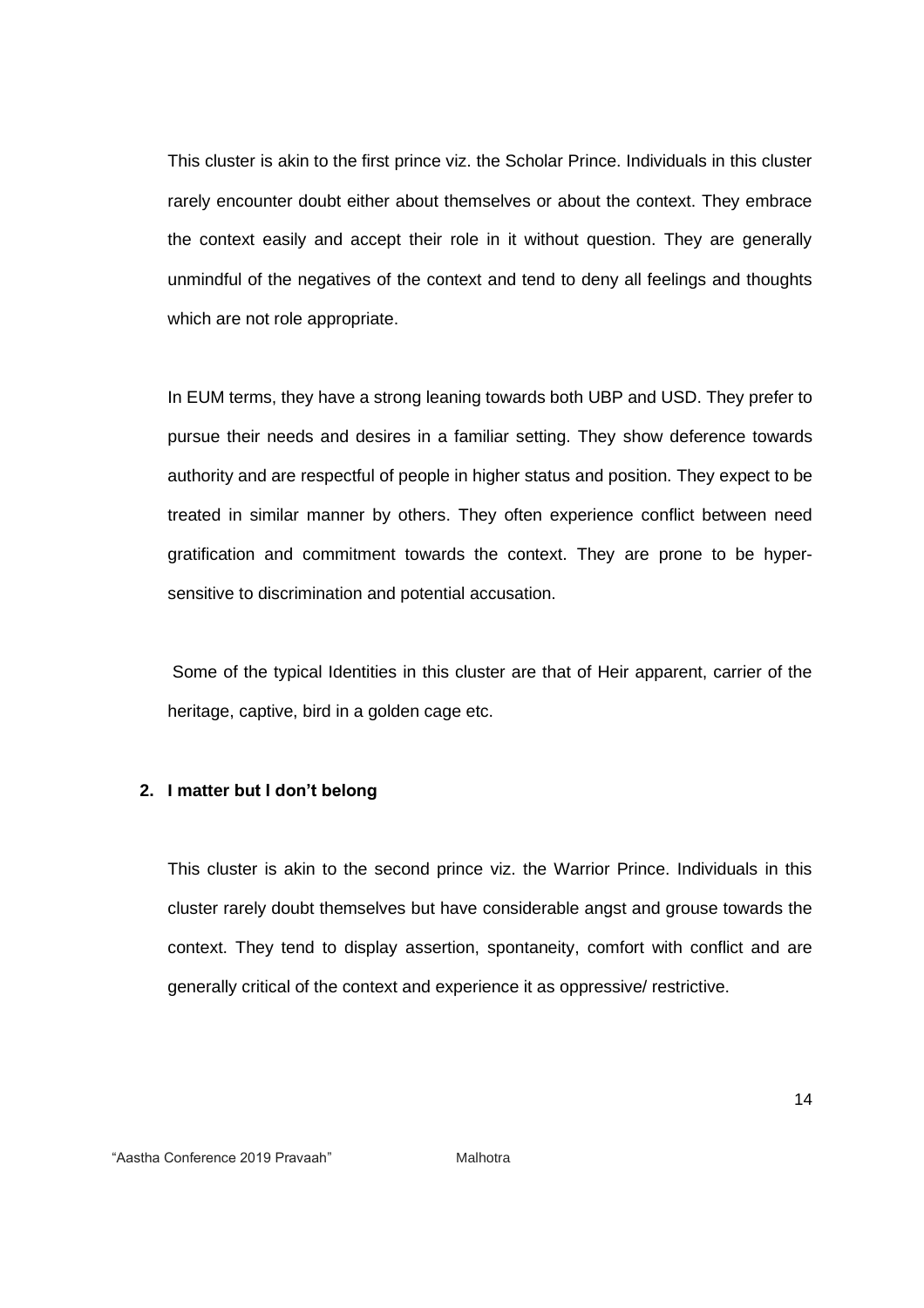This cluster is akin to the first prince viz. the Scholar Prince. Individuals in this cluster rarely encounter doubt either about themselves or about the context. They embrace the context easily and accept their role in it without question. They are generally unmindful of the negatives of the context and tend to deny all feelings and thoughts which are not role appropriate.

In EUM terms, they have a strong leaning towards both UBP and USD. They prefer to pursue their needs and desires in a familiar setting. They show deference towards authority and are respectful of people in higher status and position. They expect to be treated in similar manner by others. They often experience conflict between need gratification and commitment towards the context. They are prone to be hyper-sensitive to discrimination and potential accusation.

Some of the typical Identities in this cluster are that of Heir apparent, carrier of the heritage, captive, bird in a golden cage etc.

**2. I matter but I don't belong**

This cluster is akin to the second prince viz. the Warrior Prince. Individuals in this cluster rarely doubt themselves but have considerable angst and grouse towards the context. They tend to display assertion, spontaneity, comfort with conflict and are generally critical of the context and experience it as oppressive/ restrictive.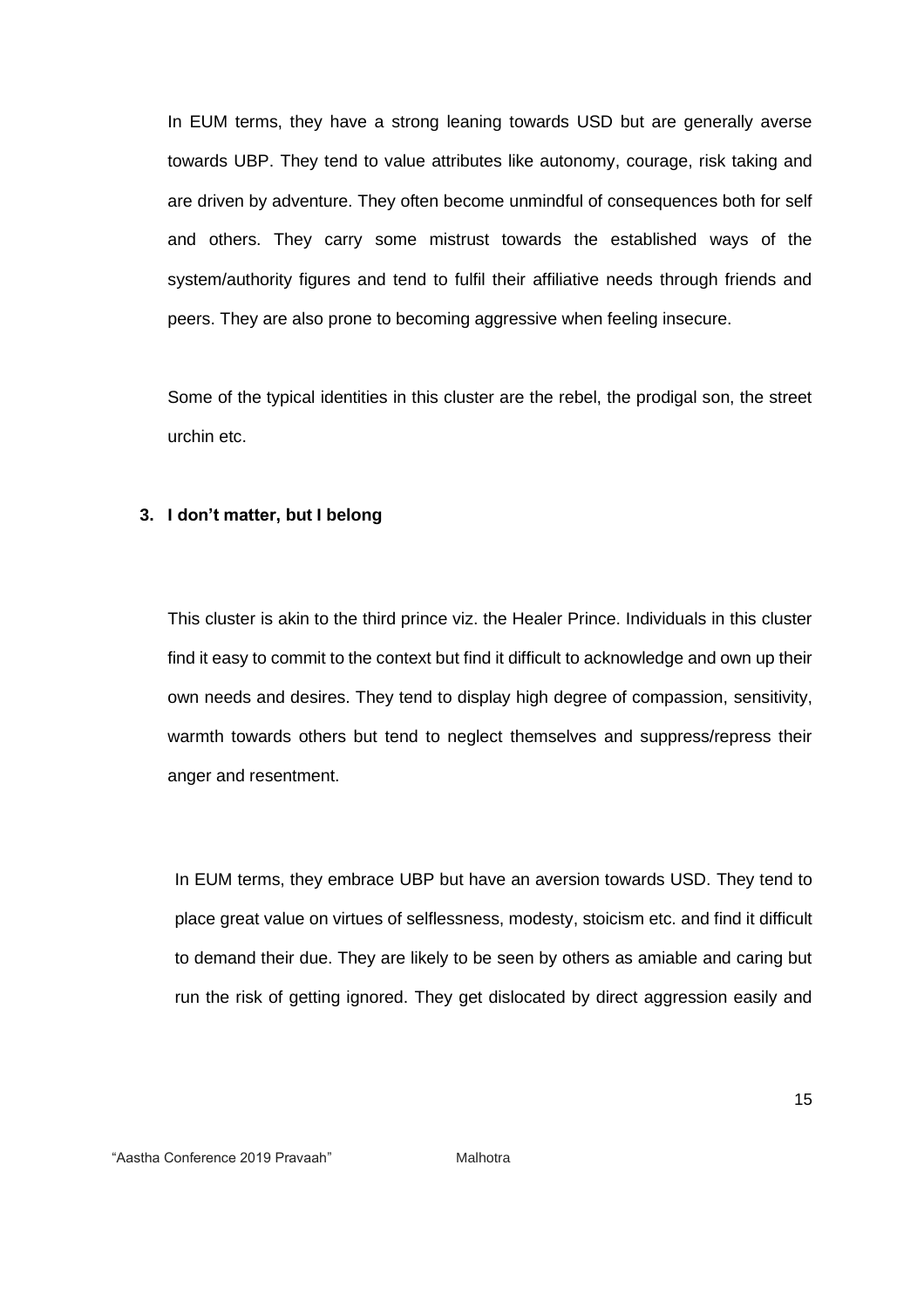In EUM terms, they have a strong leaning towards USD but are generally averse towards UBP. They tend to value attributes like autonomy, courage, risk taking and are driven by adventure. They often become unmindful of consequences both for self and others. They carry some mistrust towards the established ways of the system/authority figures and tend to fulfil their affiliative needs through friends and peers. They are also prone to becoming aggressive when feeling insecure.

Some of the typical identities in this cluster are the rebel, the prodigal son, the street urchin etc.

**3. I don't matter, but I belong**

This cluster is akin to the third prince viz. the Healer Prince. Individuals in this cluster find it easy to commit to the context but find it difficult to acknowledge and own up their own needs and desires. They tend to display high degree of compassion, sensitivity, warmth towards others but tend to neglect themselves and suppress/repress their anger and resentment.

In EUM terms, they embrace UBP but have an aversion towards USD. They tend to place great value on virtues of selflessness, modesty, stoicism etc. and find it difficult to demand their due. They are likely to be seen by others as amiable and caring but run the risk of getting ignored. They get dislocated by direct aggression easily and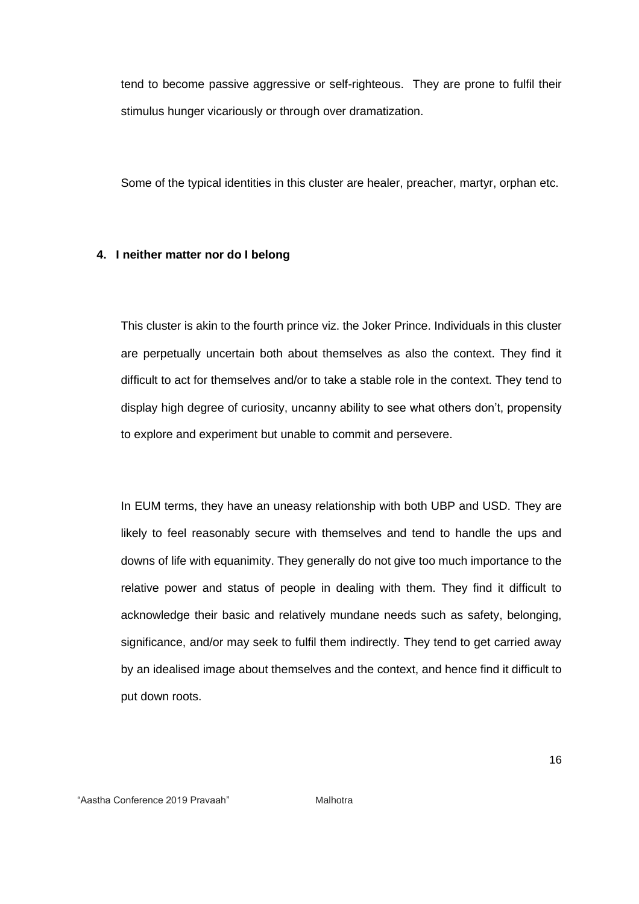tend to become passive aggressive or self-righteous. They are prone to fulfil their stimulus hunger vicariously or through over dramatization.

Some of the typical identities in this cluster are healer, preacher, martyr, orphan etc.

**4. I neither matter nor do I belong**

This cluster is akin to the fourth prince viz. the Joker Prince. Individuals in this cluster are perpetually uncertain both about themselves as also the context. They find it difficult to act for themselves and/or to take a stable role in the context. They tend to display high degree of curiosity, uncanny ability to see what others don't, propensity to explore and experiment but unable to commit and persevere.

In EUM terms, they have an uneasy relationship with both UBP and USD. They are likely to feel reasonably secure with themselves and tend to handle the ups and downs of life with equanimity. They generally do not give too much importance to the relative power and status of people in dealing with them. They find it difficult to acknowledge their basic and relatively mundane needs such as safety, belonging, significance, and/or may seek to fulfil them indirectly. They tend to get carried away by an idealised image about themselves and the context, and hence find it difficult to put down roots.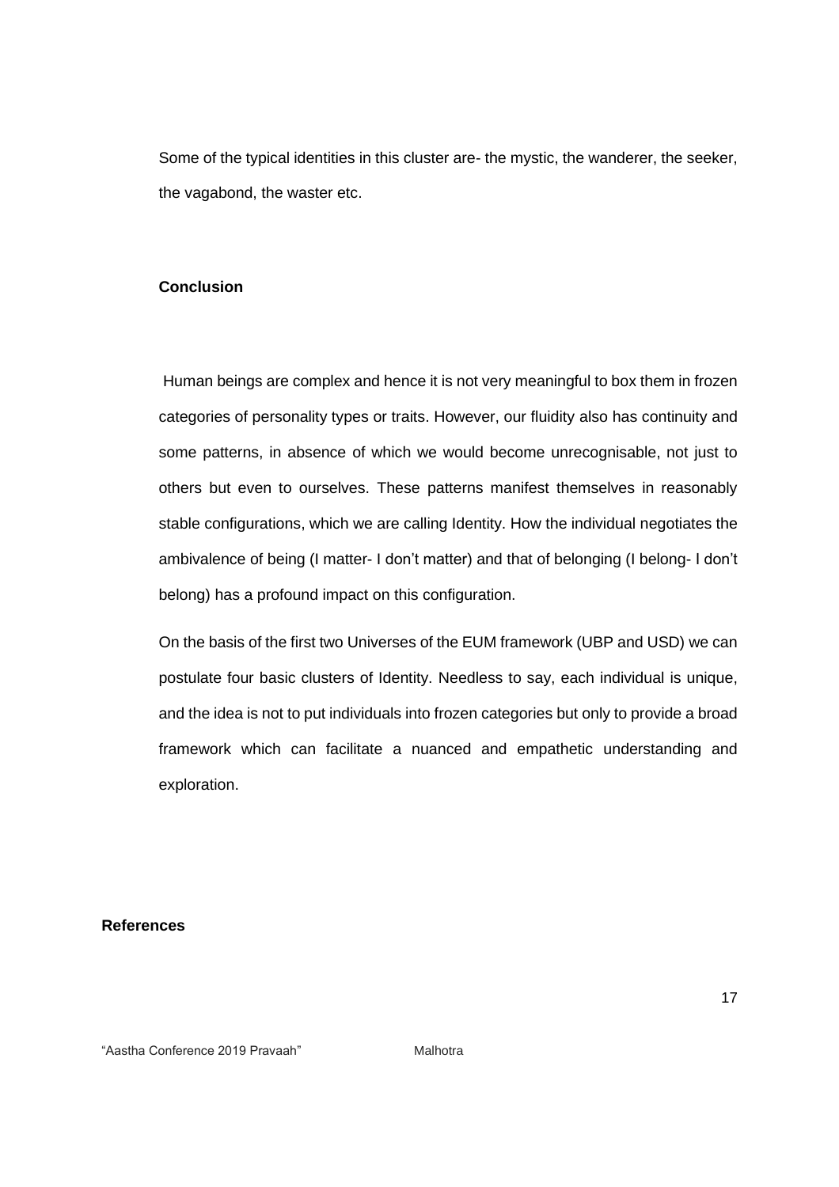Some of the typical identities in this cluster are- the mystic, the wanderer, the seeker, the vagabond, the waster etc.

### Conclusion

Human beings are complex and hence it is not very meaningful to box them in frozen categories of personality types or traits. However, our fluidity also has continuity and some patterns, in absence of which we would become unrecognisable, not just to others but even to ourselves. These patterns manifest themselves in reasonably stable configurations, which we are calling Identity. How the individual negotiates the ambivalence of being (I matter- I don't matter) and that of belonging (I belong- I don't belong) has a profound impact on this configuration.

On the basis of the first two Universes of the EUM framework (UBP and USD) we can postulate four basic clusters of Identity. Needless to say, each individual is unique, and the idea is not to put individuals into frozen categories but only to provide a broad framework which can facilitate a nuanced and empathetic understanding and exploration.

## References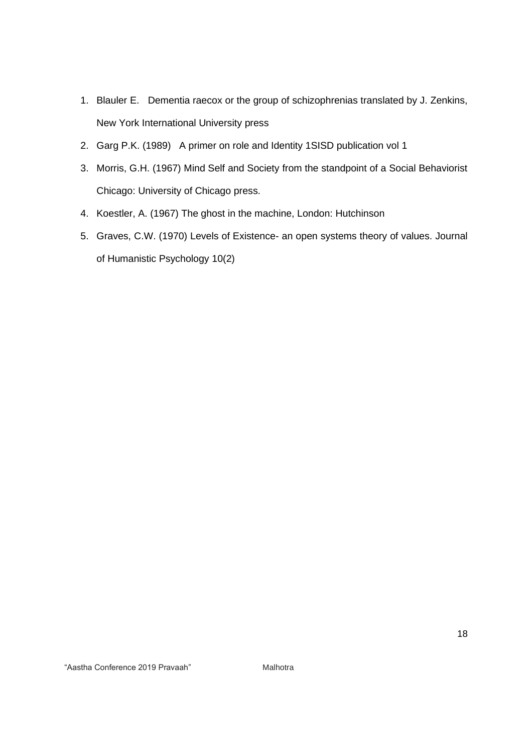1. Blauler E. Dementia raecox or the group of schizophrenias translated by J. Zenkins, New York International University press
2. Garg P.K. (1989) A primer on role and Identity 1SISD publication vol 1
3. Morris, G.H. (1967) Mind Self and Society from the standpoint of a Social Behaviorist Chicago: University of Chicago press.
4. Koestler, A. (1967) The ghost in the machine, London: Hutchinson
5. Graves, C.W. (1970) Levels of Existence- an open systems theory of values. Journal of Humanistic Psychology 10(2)